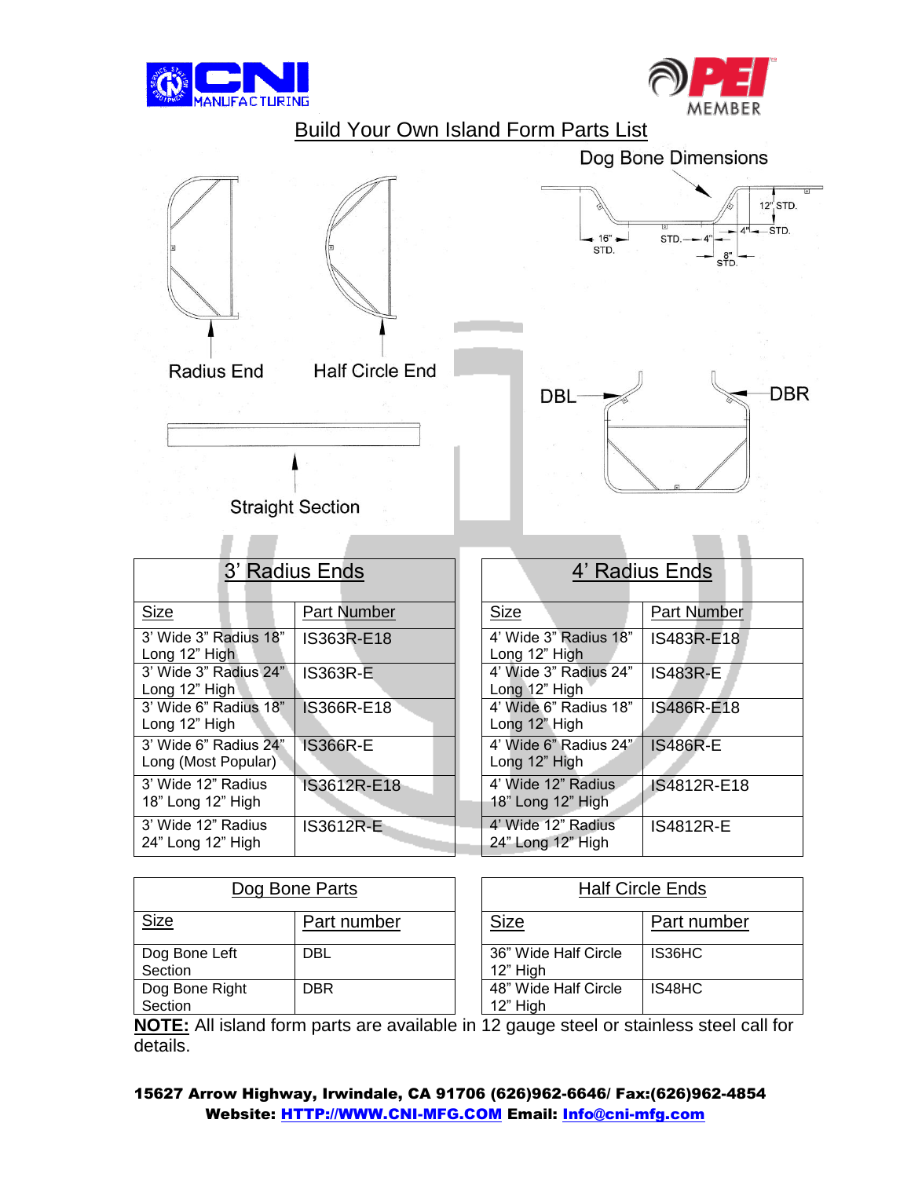# Build Your Own Island Form Parts List

Dog Bone Dimensions

12" STD.

4" STD.

16" STD.

STD. 4"

8" STD.

Radius End

Half Circle End

DBL

DBR

Straight Section

| 3' Radius Ends | |
|---|---|
| Size | Part Number |
| 3' Wide 3" Radius 18" Long 12" High | IS363R-E18 |
| 3' Wide 3" Radius 24" Long 12" High | IS363R-E |
| 3' Wide 6" Radius 18" Long 12" High | IS366R-E18 |
| 3' Wide 6" Radius 24" Long (Most Popular) | IS366R-E |
| 3' Wide 12" Radius 18" Long 12" High | IS3612R-E18 |
| 3' Wide 12" Radius 24" Long 12" High | IS3612R-E |

| 4' Radius Ends | |
|---|---|
| Size | Part Number |
| 4' Wide 3" Radius 18" Long 12" High | IS483R-E18 |
| 4' Wide 3" Radius 24" Long 12" High | IS483R-E |
| 4' Wide 6" Radius 18" Long 12" High | IS486R-E18 |
| 4' Wide 6" Radius 24" Long 12" High | IS486R-E |
| 4' Wide 12" Radius 18" Long 12" High | IS4812R-E18 |
| 4' Wide 12" Radius 24" Long 12" High | IS4812R-E |

| Dog Bone Parts | |
|---|---|
| Size | Part number |
| Dog Bone Left Section | DBL |
| Dog Bone Right Section | DBR |

| Half Circle Ends | |
|---|---|
| Size | Part number |
| 36" Wide Half Circle 12" High | IS36HC |
| 48" Wide Half Circle 12" High | IS48HC |

**NOTE:** All island form parts are available in 12 gauge steel or stainless steel call for details.

**15627 Arrow Highway, Irwindale, CA 91706 (626)962-6646/ Fax:(626)962-4854**
**Website: HTTP://WWW.CNI-MFG.COM Email: Info@cni-mfg.com**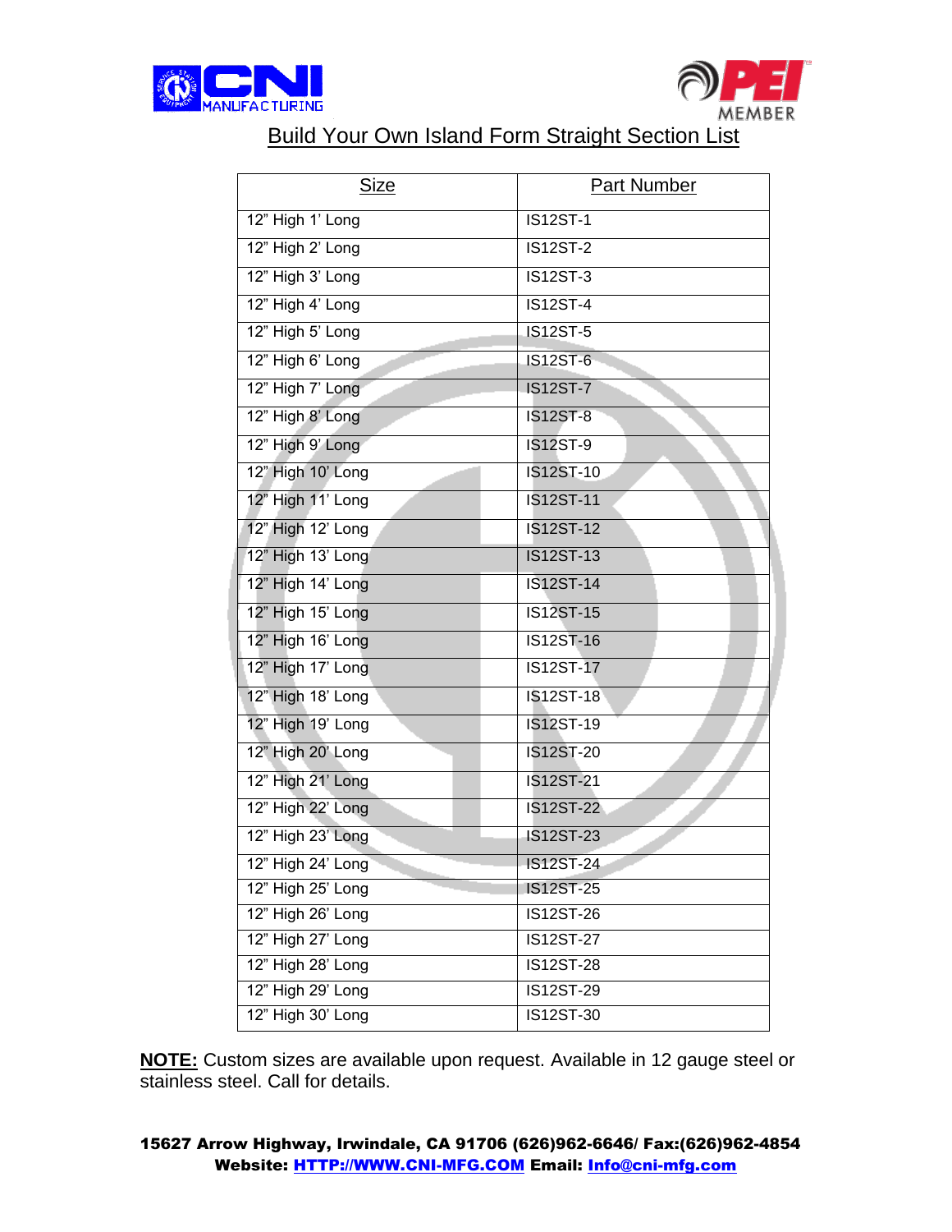CNI MANUFACTURING

PEI MEMBER

# Build Your Own Island Form Straight Section List

| Size | Part Number |
|---|---|
| 12" High 1' Long | IS12ST-1 |
| 12" High 2' Long | IS12ST-2 |
| 12" High 3' Long | IS12ST-3 |
| 12" High 4' Long | IS12ST-4 |
| 12" High 5' Long | IS12ST-5 |
| 12" High 6' Long | IS12ST-6 |
| 12" High 7' Long | IS12ST-7 |
| 12" High 8' Long | IS12ST-8 |
| 12" High 9' Long | IS12ST-9 |
| 12" High 10' Long | IS12ST-10 |
| 12" High 11' Long | IS12ST-11 |
| 12" High 12' Long | IS12ST-12 |
| 12" High 13' Long | IS12ST-13 |
| 12" High 14' Long | IS12ST-14 |
| 12" High 15' Long | IS12ST-15 |
| 12" High 16' Long | IS12ST-16 |
| 12" High 17' Long | IS12ST-17 |
| 12" High 18' Long | IS12ST-18 |
| 12" High 19' Long | IS12ST-19 |
| 12" High 20' Long | IS12ST-20 |
| 12" High 21' Long | IS12ST-21 |
| 12" High 22' Long | IS12ST-22 |
| 12" High 23' Long | IS12ST-23 |
| 12" High 24' Long | IS12ST-24 |
| 12" High 25' Long | IS12ST-25 |
| 12" High 26' Long | IS12ST-26 |
| 12" High 27' Long | IS12ST-27 |
| 12" High 28' Long | IS12ST-28 |
| 12" High 29' Long | IS12ST-29 |
| 12" High 30' Long | IS12ST-30 |

**NOTE:** Custom sizes are available upon request. Available in 12 gauge steel or stainless steel. Call for details.

**15627 Arrow Highway, Irwindale, CA 91706 (626)962-6646/ Fax:(626)962-4854**
**Website: HTTP://WWW.CNI-MFG.COM Email: Info@cni-mfg.com**